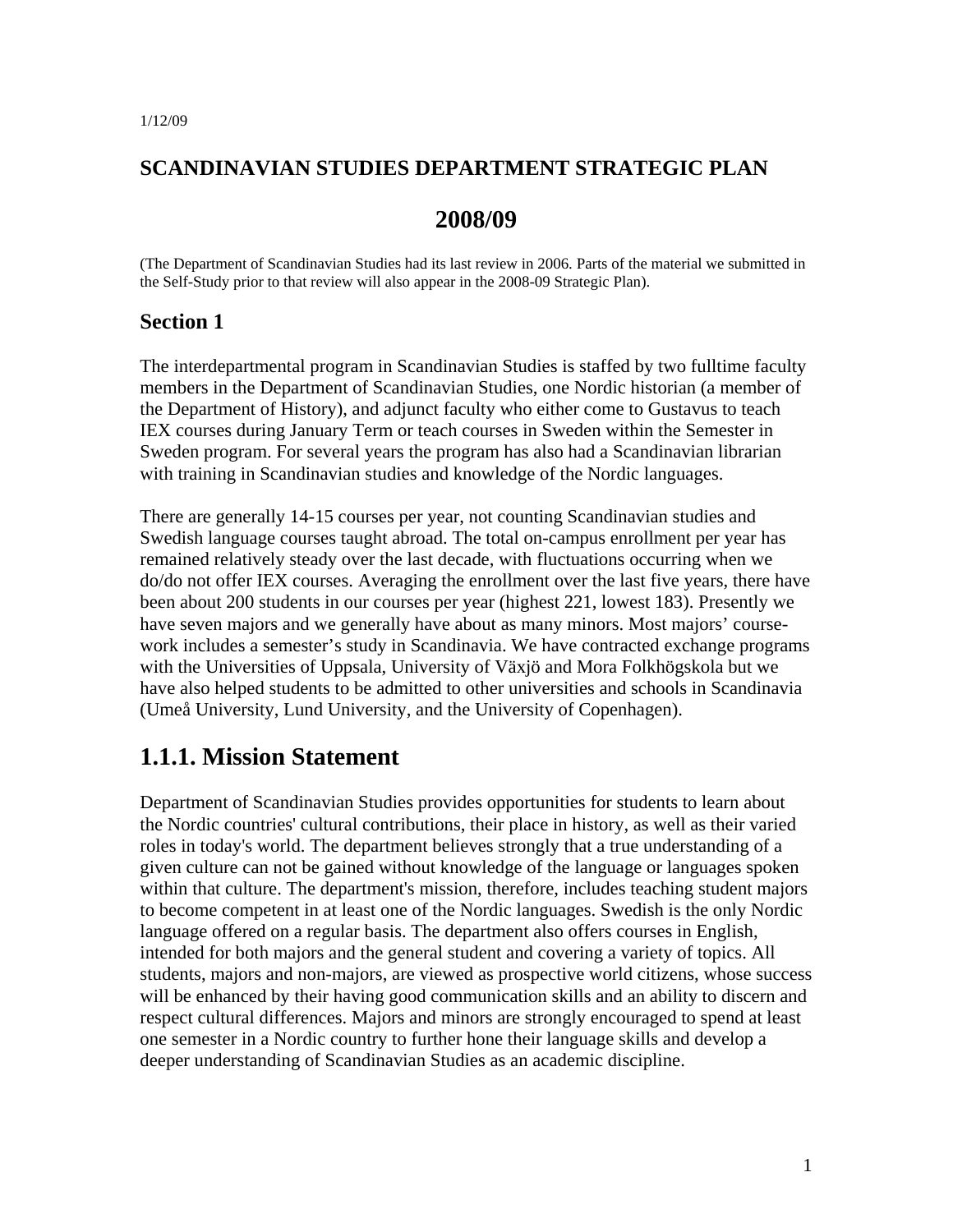1/12/09

# SCANDINAVIAN STUDIES DEPARTMENT STRATEGIC PLAN

# 2008/09

(The Department of Scandinavian Studies had its last review in 2006. Parts of the material we submitted in the Self-Study prior to that review will also appear in the 2008-09 Strategic Plan).

## Section 1

The interdepartmental program in Scandinavian Studies is staffed by two fulltime faculty members in the Department of Scandinavian Studies, one Nordic historian (a member of the Department of History), and adjunct faculty who either come to Gustavus to teach IEX courses during January Term or teach courses in Sweden within the Semester in Sweden program. For several years the program has also had a Scandinavian librarian with training in Scandinavian studies and knowledge of the Nordic languages.

There are generally 14-15 courses per year, not counting Scandinavian studies and Swedish language courses taught abroad. The total on-campus enrollment per year has remained relatively steady over the last decade, with fluctuations occurring when we do/do not offer IEX courses. Averaging the enrollment over the last five years, there have been about 200 students in our courses per year (highest 221, lowest 183). Presently we have seven majors and we generally have about as many minors. Most majors' course-work includes a semester's study in Scandinavia. We have contracted exchange programs with the Universities of Uppsala, University of Växjö and Mora Folkhögskola but we have also helped students to be admitted to other universities and schools in Scandinavia (Umeå University, Lund University, and the University of Copenhagen).

## 1.1.1. Mission Statement

Department of Scandinavian Studies provides opportunities for students to learn about the Nordic countries' cultural contributions, their place in history, as well as their varied roles in today's world. The department believes strongly that a true understanding of a given culture can not be gained without knowledge of the language or languages spoken within that culture. The department's mission, therefore, includes teaching student majors to become competent in at least one of the Nordic languages. Swedish is the only Nordic language offered on a regular basis. The department also offers courses in English, intended for both majors and the general student and covering a variety of topics. All students, majors and non-majors, are viewed as prospective world citizens, whose success will be enhanced by their having good communication skills and an ability to discern and respect cultural differences. Majors and minors are strongly encouraged to spend at least one semester in a Nordic country to further hone their language skills and develop a deeper understanding of Scandinavian Studies as an academic discipline.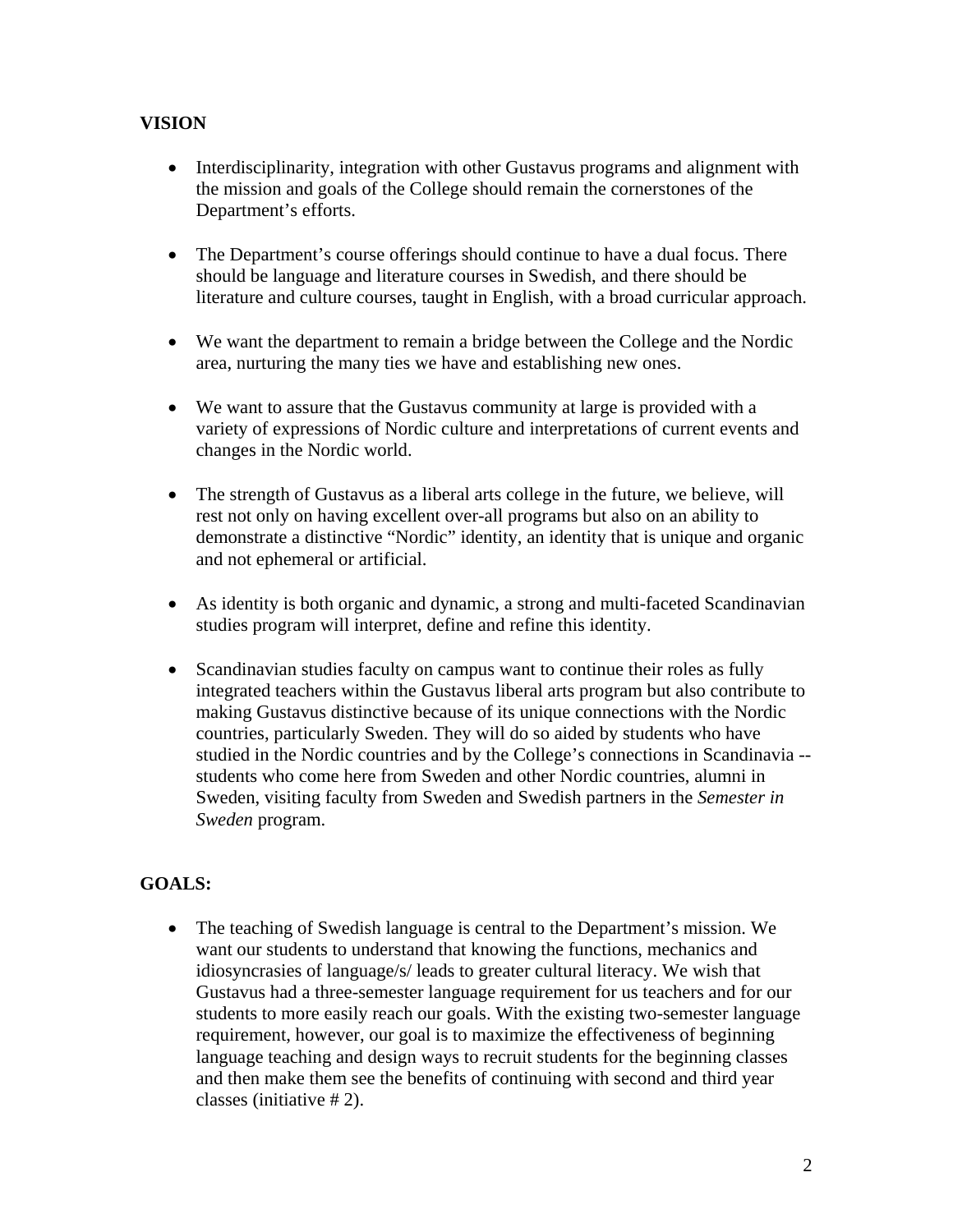**VISION**

- Interdisciplinarity, integration with other Gustavus programs and alignment with the mission and goals of the College should remain the cornerstones of the Department's efforts.

- The Department's course offerings should continue to have a dual focus. There should be language and literature courses in Swedish, and there should be literature and culture courses, taught in English, with a broad curricular approach.

- We want the department to remain a bridge between the College and the Nordic area, nurturing the many ties we have and establishing new ones.

- We want to assure that the Gustavus community at large is provided with a variety of expressions of Nordic culture and interpretations of current events and changes in the Nordic world.

- The strength of Gustavus as a liberal arts college in the future, we believe, will rest not only on having excellent over-all programs but also on an ability to demonstrate a distinctive "Nordic" identity, an identity that is unique and organic and not ephemeral or artificial.

- As identity is both organic and dynamic, a strong and multi-faceted Scandinavian studies program will interpret, define and refine this identity.

- Scandinavian studies faculty on campus want to continue their roles as fully integrated teachers within the Gustavus liberal arts program but also contribute to making Gustavus distinctive because of its unique connections with the Nordic countries, particularly Sweden. They will do so aided by students who have studied in the Nordic countries and by the College's connections in Scandinavia -- students who come here from Sweden and other Nordic countries, alumni in Sweden, visiting faculty from Sweden and Swedish partners in the *Semester in Sweden* program.

**GOALS:**

- The teaching of Swedish language is central to the Department's mission. We want our students to understand that knowing the functions, mechanics and idiosyncrasies of language/s/ leads to greater cultural literacy. We wish that Gustavus had a three-semester language requirement for us teachers and for our students to more easily reach our goals. With the existing two-semester language requirement, however, our goal is to maximize the effectiveness of beginning language teaching and design ways to recruit students for the beginning classes and then make them see the benefits of continuing with second and third year classes (initiative # 2).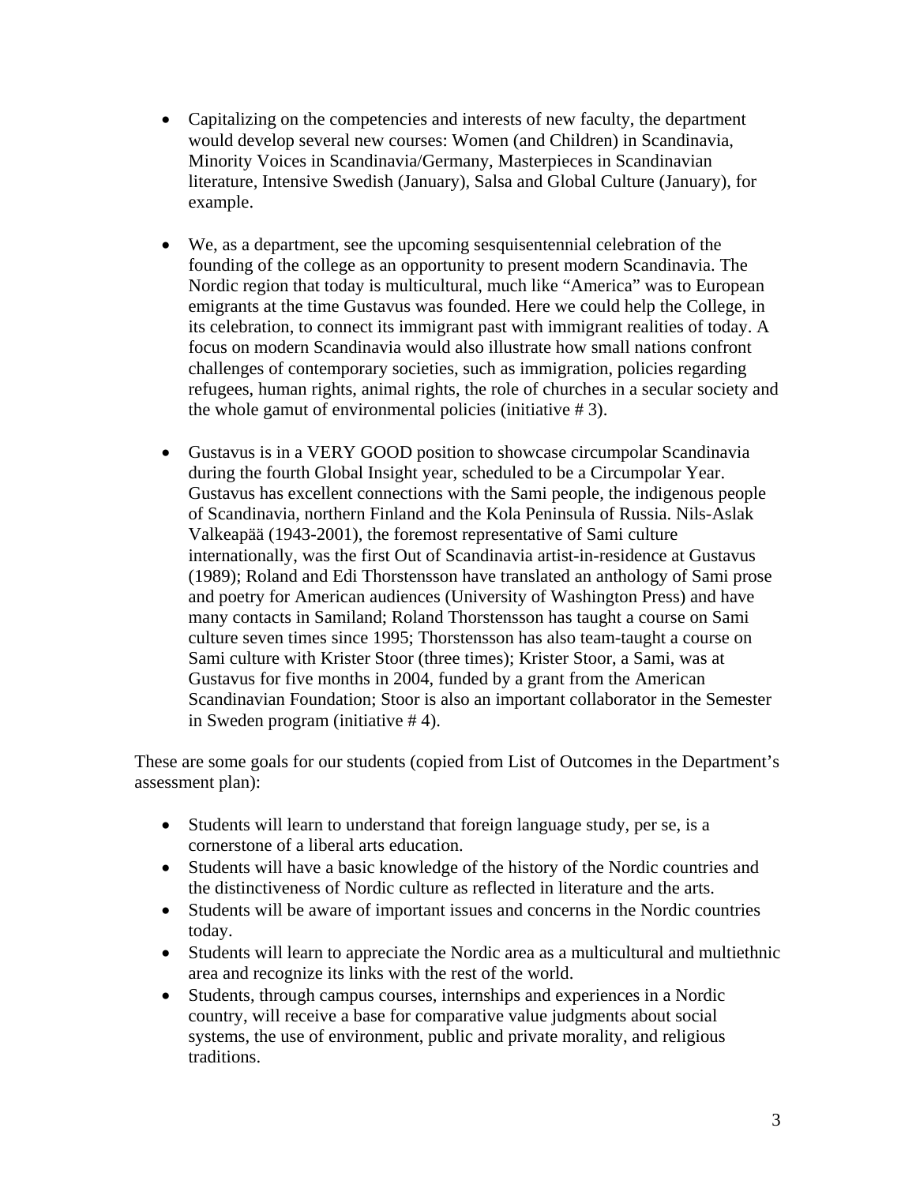- Capitalizing on the competencies and interests of new faculty, the department would develop several new courses: Women (and Children) in Scandinavia, Minority Voices in Scandinavia/Germany, Masterpieces in Scandinavian literature, Intensive Swedish (January), Salsa and Global Culture (January), for example.

- We, as a department, see the upcoming sesquisentennial celebration of the founding of the college as an opportunity to present modern Scandinavia. The Nordic region that today is multicultural, much like "America" was to European emigrants at the time Gustavus was founded. Here we could help the College, in its celebration, to connect its immigrant past with immigrant realities of today. A focus on modern Scandinavia would also illustrate how small nations confront challenges of contemporary societies, such as immigration, policies regarding refugees, human rights, animal rights, the role of churches in a secular society and the whole gamut of environmental policies (initiative # 3).

- Gustavus is in a VERY GOOD position to showcase circumpolar Scandinavia during the fourth Global Insight year, scheduled to be a Circumpolar Year. Gustavus has excellent connections with the Sami people, the indigenous people of Scandinavia, northern Finland and the Kola Peninsula of Russia. Nils-Aslak Valkeapää (1943-2001), the foremost representative of Sami culture internationally, was the first Out of Scandinavia artist-in-residence at Gustavus (1989); Roland and Edi Thorstensson have translated an anthology of Sami prose and poetry for American audiences (University of Washington Press) and have many contacts in Samiland; Roland Thorstensson has taught a course on Sami culture seven times since 1995; Thorstensson has also team-taught a course on Sami culture with Krister Stoor (three times); Krister Stoor, a Sami, was at Gustavus for five months in 2004, funded by a grant from the American Scandinavian Foundation; Stoor is also an important collaborator in the Semester in Sweden program (initiative # 4).

These are some goals for our students (copied from List of Outcomes in the Department's assessment plan):

- Students will learn to understand that foreign language study, per se, is a cornerstone of a liberal arts education.
- Students will have a basic knowledge of the history of the Nordic countries and the distinctiveness of Nordic culture as reflected in literature and the arts.
- Students will be aware of important issues and concerns in the Nordic countries today.
- Students will learn to appreciate the Nordic area as a multicultural and multiethnic area and recognize its links with the rest of the world.
- Students, through campus courses, internships and experiences in a Nordic country, will receive a base for comparative value judgments about social systems, the use of environment, public and private morality, and religious traditions.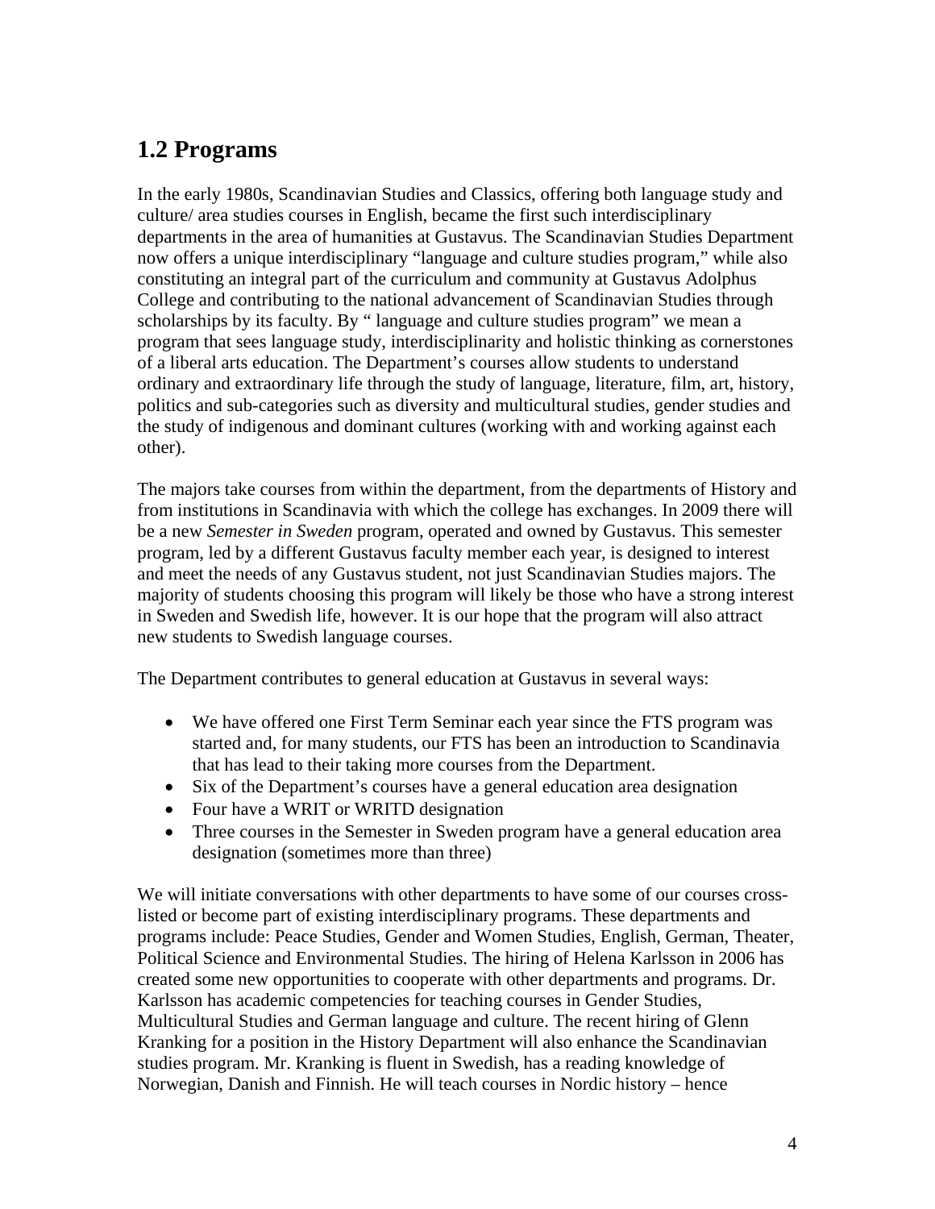## 1.2 Programs

In the early 1980s, Scandinavian Studies and Classics, offering both language study and culture/ area studies courses in English, became the first such interdisciplinary departments in the area of humanities at Gustavus. The Scandinavian Studies Department now offers a unique interdisciplinary "language and culture studies program," while also constituting an integral part of the curriculum and community at Gustavus Adolphus College and contributing to the national advancement of Scandinavian Studies through scholarships by its faculty. By " language and culture studies program" we mean a program that sees language study, interdisciplinarity and holistic thinking as cornerstones of a liberal arts education. The Department's courses allow students to understand ordinary and extraordinary life through the study of language, literature, film, art, history, politics and sub-categories such as diversity and multicultural studies, gender studies and the study of indigenous and dominant cultures (working with and working against each other).

The majors take courses from within the department, from the departments of History and from institutions in Scandinavia with which the college has exchanges. In 2009 there will be a new *Semester in Sweden* program, operated and owned by Gustavus. This semester program, led by a different Gustavus faculty member each year, is designed to interest and meet the needs of any Gustavus student, not just Scandinavian Studies majors. The majority of students choosing this program will likely be those who have a strong interest in Sweden and Swedish life, however. It is our hope that the program will also attract new students to Swedish language courses.

The Department contributes to general education at Gustavus in several ways:

- We have offered one First Term Seminar each year since the FTS program was started and, for many students, our FTS has been an introduction to Scandinavia that has lead to their taking more courses from the Department.
- Six of the Department's courses have a general education area designation
- Four have a WRIT or WRITD designation
- Three courses in the Semester in Sweden program have a general education area designation (sometimes more than three)

We will initiate conversations with other departments to have some of our courses cross-listed or become part of existing interdisciplinary programs. These departments and programs include: Peace Studies, Gender and Women Studies, English, German, Theater, Political Science and Environmental Studies. The hiring of Helena Karlsson in 2006 has created some new opportunities to cooperate with other departments and programs. Dr. Karlsson has academic competencies for teaching courses in Gender Studies, Multicultural Studies and German language and culture. The recent hiring of Glenn Kranking for a position in the History Department will also enhance the Scandinavian studies program. Mr. Kranking is fluent in Swedish, has a reading knowledge of Norwegian, Danish and Finnish. He will teach courses in Nordic history – hence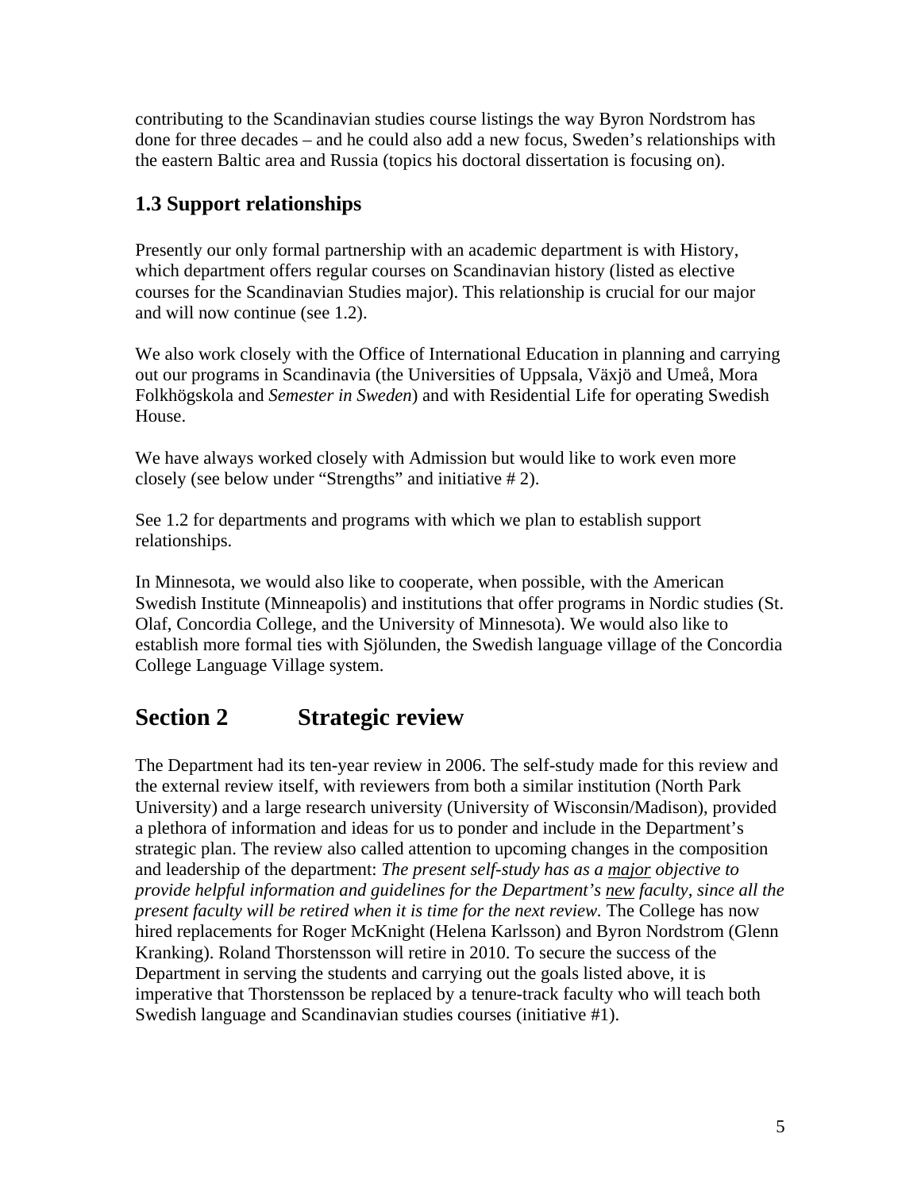contributing to the Scandinavian studies course listings the way Byron Nordstrom has done for three decades – and he could also add a new focus, Sweden's relationships with the eastern Baltic area and Russia (topics his doctoral dissertation is focusing on).

### 1.3 Support relationships

Presently our only formal partnership with an academic department is with History, which department offers regular courses on Scandinavian history (listed as elective courses for the Scandinavian Studies major). This relationship is crucial for our major and will now continue (see 1.2).

We also work closely with the Office of International Education in planning and carrying out our programs in Scandinavia (the Universities of Uppsala, Växjö and Umeå, Mora Folkhögskola and *Semester in Sweden*) and with Residential Life for operating Swedish House.

We have always worked closely with Admission but would like to work even more closely (see below under "Strengths" and initiative # 2).

See 1.2 for departments and programs with which we plan to establish support relationships.

In Minnesota, we would also like to cooperate, when possible, with the American Swedish Institute (Minneapolis) and institutions that offer programs in Nordic studies (St. Olaf, Concordia College, and the University of Minnesota). We would also like to establish more formal ties with Sjölunden, the Swedish language village of the Concordia College Language Village system.

## Section 2 Strategic review

The Department had its ten-year review in 2006. The self-study made for this review and the external review itself, with reviewers from both a similar institution (North Park University) and a large research university (University of Wisconsin/Madison), provided a plethora of information and ideas for us to ponder and include in the Department's strategic plan. The review also called attention to upcoming changes in the composition and leadership of the department: *The present self-study has as a major objective to provide helpful information and guidelines for the Department's new faculty, since all the present faculty will be retired when it is time for the next review.* The College has now hired replacements for Roger McKnight (Helena Karlsson) and Byron Nordstrom (Glenn Kranking). Roland Thorstensson will retire in 2010. To secure the success of the Department in serving the students and carrying out the goals listed above, it is imperative that Thorstensson be replaced by a tenure-track faculty who will teach both Swedish language and Scandinavian studies courses (initiative #1).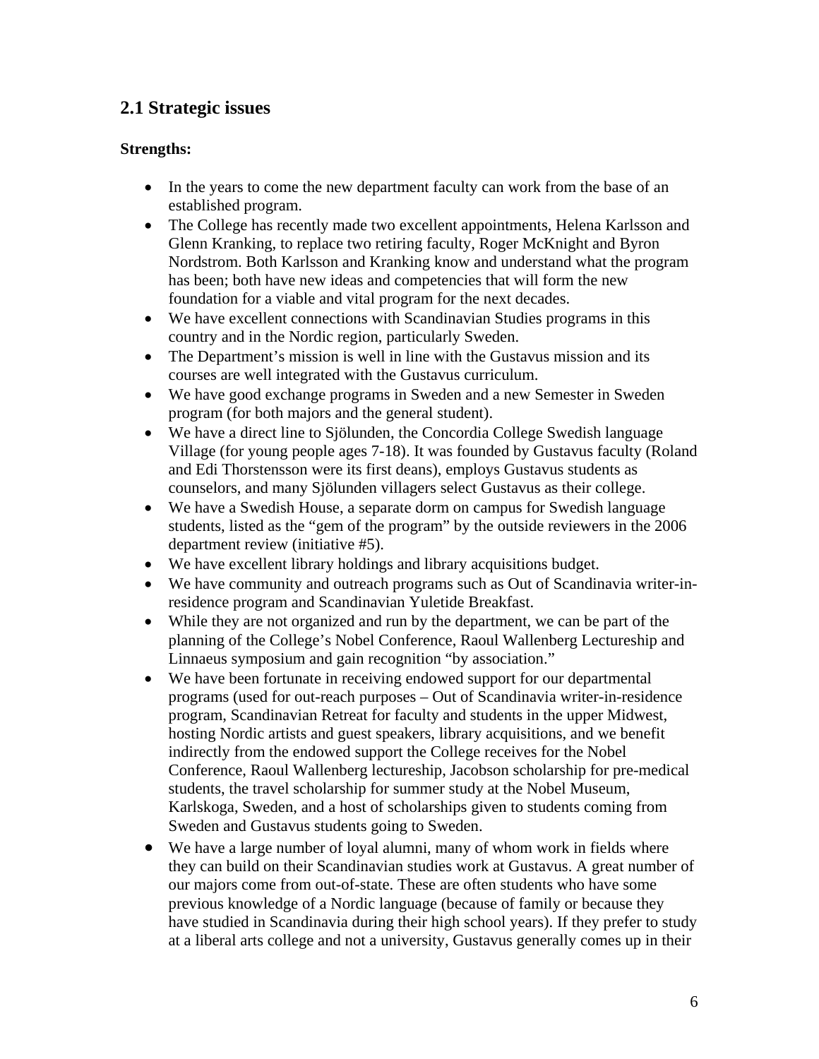## 2.1 Strategic issues

**Strengths:**

- In the years to come the new department faculty can work from the base of an established program.
- The College has recently made two excellent appointments, Helena Karlsson and Glenn Kranking, to replace two retiring faculty, Roger McKnight and Byron Nordstrom. Both Karlsson and Kranking know and understand what the program has been; both have new ideas and competencies that will form the new foundation for a viable and vital program for the next decades.
- We have excellent connections with Scandinavian Studies programs in this country and in the Nordic region, particularly Sweden.
- The Department's mission is well in line with the Gustavus mission and its courses are well integrated with the Gustavus curriculum.
- We have good exchange programs in Sweden and a new Semester in Sweden program (for both majors and the general student).
- We have a direct line to Sjölunden, the Concordia College Swedish language Village (for young people ages 7-18). It was founded by Gustavus faculty (Roland and Edi Thorstensson were its first deans), employs Gustavus students as counselors, and many Sjölunden villagers select Gustavus as their college.
- We have a Swedish House, a separate dorm on campus for Swedish language students, listed as the "gem of the program" by the outside reviewers in the 2006 department review (initiative #5).
- We have excellent library holdings and library acquisitions budget.
- We have community and outreach programs such as Out of Scandinavia writer-in-residence program and Scandinavian Yuletide Breakfast.
- While they are not organized and run by the department, we can be part of the planning of the College's Nobel Conference, Raoul Wallenberg Lectureship and Linnaeus symposium and gain recognition "by association."
- We have been fortunate in receiving endowed support for our departmental programs (used for out-reach purposes – Out of Scandinavia writer-in-residence program, Scandinavian Retreat for faculty and students in the upper Midwest, hosting Nordic artists and guest speakers, library acquisitions, and we benefit indirectly from the endowed support the College receives for the Nobel Conference, Raoul Wallenberg lectureship, Jacobson scholarship for pre-medical students, the travel scholarship for summer study at the Nobel Museum, Karlskoga, Sweden, and a host of scholarships given to students coming from Sweden and Gustavus students going to Sweden.
- We have a large number of loyal alumni, many of whom work in fields where they can build on their Scandinavian studies work at Gustavus. A great number of our majors come from out-of-state. These are often students who have some previous knowledge of a Nordic language (because of family or because they have studied in Scandinavia during their high school years). If they prefer to study at a liberal arts college and not a university, Gustavus generally comes up in their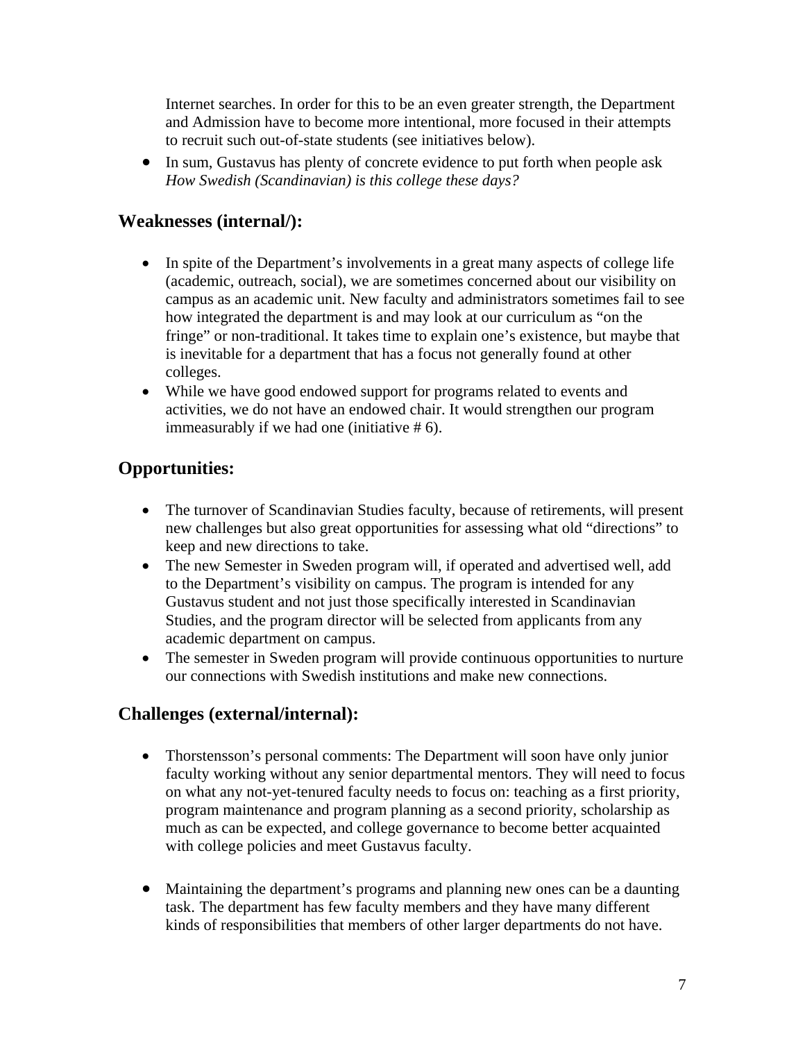Internet searches. In order for this to be an even greater strength, the Department and Admission have to become more intentional, more focused in their attempts to recruit such out-of-state students (see initiatives below).

- In sum, Gustavus has plenty of concrete evidence to put forth when people ask *How Swedish (Scandinavian) is this college these days?*

## Weaknesses (internal/):

- In spite of the Department's involvements in a great many aspects of college life (academic, outreach, social), we are sometimes concerned about our visibility on campus as an academic unit. New faculty and administrators sometimes fail to see how integrated the department is and may look at our curriculum as "on the fringe" or non-traditional. It takes time to explain one's existence, but maybe that is inevitable for a department that has a focus not generally found at other colleges.
- While we have good endowed support for programs related to events and activities, we do not have an endowed chair. It would strengthen our program immeasurably if we had one (initiative # 6).

## Opportunities:

- The turnover of Scandinavian Studies faculty, because of retirements, will present new challenges but also great opportunities for assessing what old "directions" to keep and new directions to take.
- The new Semester in Sweden program will, if operated and advertised well, add to the Department's visibility on campus. The program is intended for any Gustavus student and not just those specifically interested in Scandinavian Studies, and the program director will be selected from applicants from any academic department on campus.
- The semester in Sweden program will provide continuous opportunities to nurture our connections with Swedish institutions and make new connections.

## Challenges (external/internal):

- Thorstensson's personal comments: The Department will soon have only junior faculty working without any senior departmental mentors. They will need to focus on what any not-yet-tenured faculty needs to focus on: teaching as a first priority, program maintenance and program planning as a second priority, scholarship as much as can be expected, and college governance to become better acquainted with college policies and meet Gustavus faculty.

- Maintaining the department's programs and planning new ones can be a daunting task. The department has few faculty members and they have many different kinds of responsibilities that members of other larger departments do not have.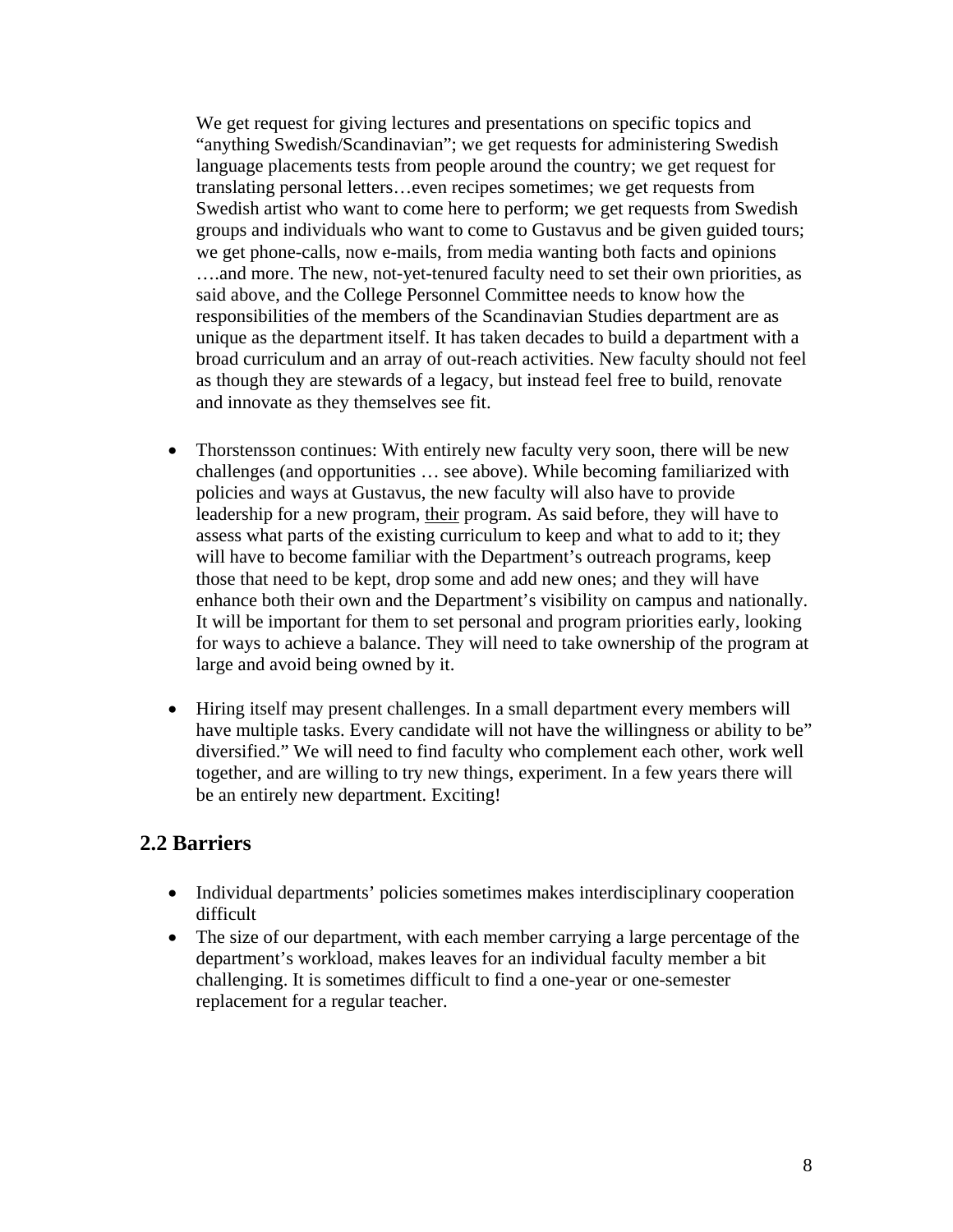We get request for giving lectures and presentations on specific topics and "anything Swedish/Scandinavian"; we get requests for administering Swedish language placements tests from people around the country; we get request for translating personal letters…even recipes sometimes; we get requests from Swedish artist who want to come here to perform; we get requests from Swedish groups and individuals who want to come to Gustavus and be given guided tours; we get phone-calls, now e-mails, from media wanting both facts and opinions ….and more. The new, not-yet-tenured faculty need to set their own priorities, as said above, and the College Personnel Committee needs to know how the responsibilities of the members of the Scandinavian Studies department are as unique as the department itself. It has taken decades to build a department with a broad curriculum and an array of out-reach activities. New faculty should not feel as though they are stewards of a legacy, but instead feel free to build, renovate and innovate as they themselves see fit.

- Thorstensson continues: With entirely new faculty very soon, there will be new challenges (and opportunities … see above). While becoming familiarized with policies and ways at Gustavus, the new faculty will also have to provide leadership for a new program, <u>their</u> program. As said before, they will have to assess what parts of the existing curriculum to keep and what to add to it; they will have to become familiar with the Department's outreach programs, keep those that need to be kept, drop some and add new ones; and they will have enhance both their own and the Department's visibility on campus and nationally. It will be important for them to set personal and program priorities early, looking for ways to achieve a balance. They will need to take ownership of the program at large and avoid being owned by it.

- Hiring itself may present challenges. In a small department every members will have multiple tasks. Every candidate will not have the willingness or ability to be" diversified." We will need to find faculty who complement each other, work well together, and are willing to try new things, experiment. In a few years there will be an entirely new department. Exciting!

## 2.2 Barriers

- Individual departments' policies sometimes makes interdisciplinary cooperation difficult
- The size of our department, with each member carrying a large percentage of the department's workload, makes leaves for an individual faculty member a bit challenging. It is sometimes difficult to find a one-year or one-semester replacement for a regular teacher.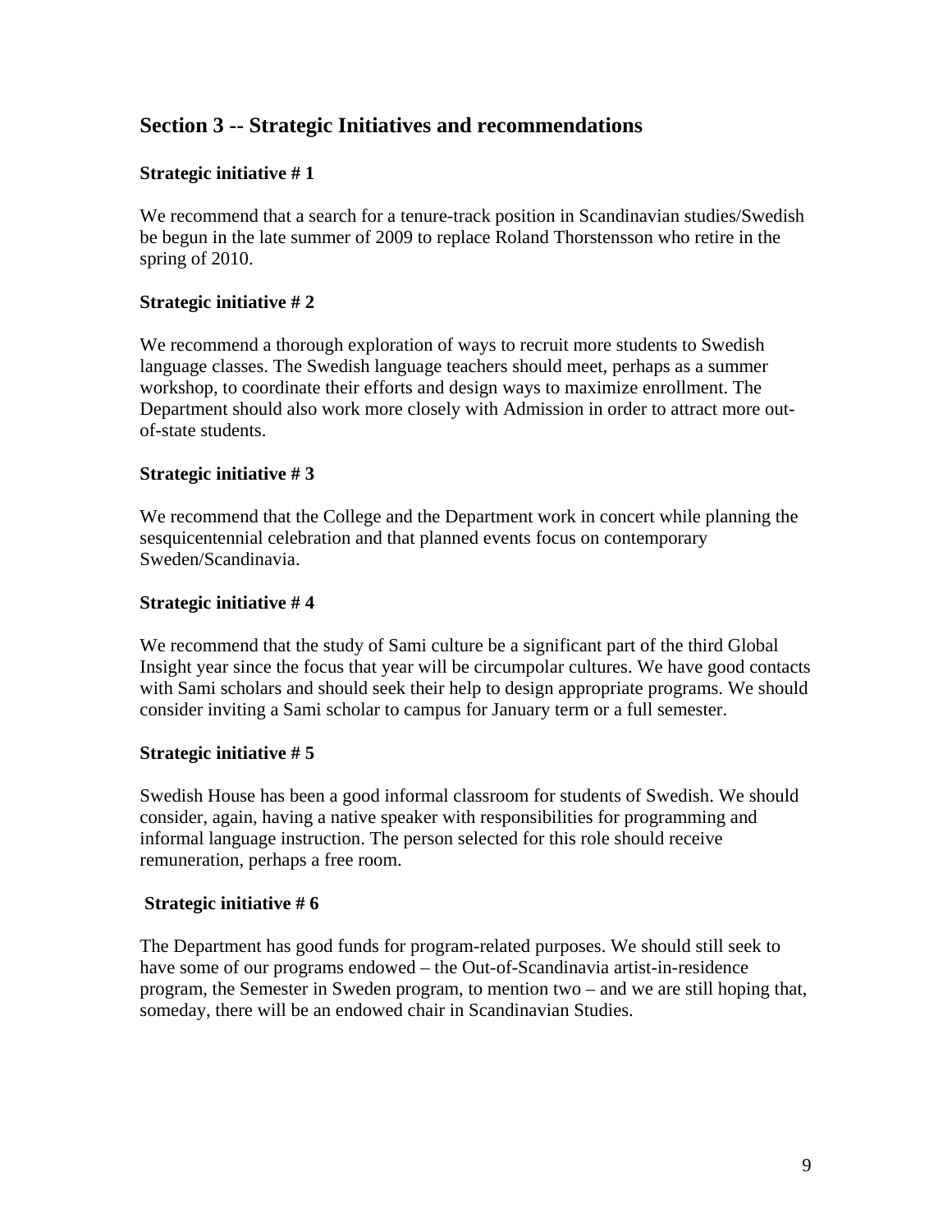## Section 3 -- Strategic Initiatives and recommendations

### Strategic initiative # 1

We recommend that a search for a tenure-track position in Scandinavian studies/Swedish be begun in the late summer of 2009 to replace Roland Thorstensson who retire in the spring of 2010.

### Strategic initiative # 2

We recommend a thorough exploration of ways to recruit more students to Swedish language classes. The Swedish language teachers should meet, perhaps as a summer workshop, to coordinate their efforts and design ways to maximize enrollment. The Department should also work more closely with Admission in order to attract more out-of-state students.

### Strategic initiative # 3

We recommend that the College and the Department work in concert while planning the sesquicentennial celebration and that planned events focus on contemporary Sweden/Scandinavia.

### Strategic initiative # 4

We recommend that the study of Sami culture be a significant part of the third Global Insight year since the focus that year will be circumpolar cultures. We have good contacts with Sami scholars and should seek their help to design appropriate programs. We should consider inviting a Sami scholar to campus for January term or a full semester.

### Strategic initiative # 5

Swedish House has been a good informal classroom for students of Swedish. We should consider, again, having a native speaker with responsibilities for programming and informal language instruction. The person selected for this role should receive remuneration, perhaps a free room.

### Strategic initiative # 6

The Department has good funds for program-related purposes. We should still seek to have some of our programs endowed – the Out-of-Scandinavia artist-in-residence program, the Semester in Sweden program, to mention two – and we are still hoping that, someday, there will be an endowed chair in Scandinavian Studies.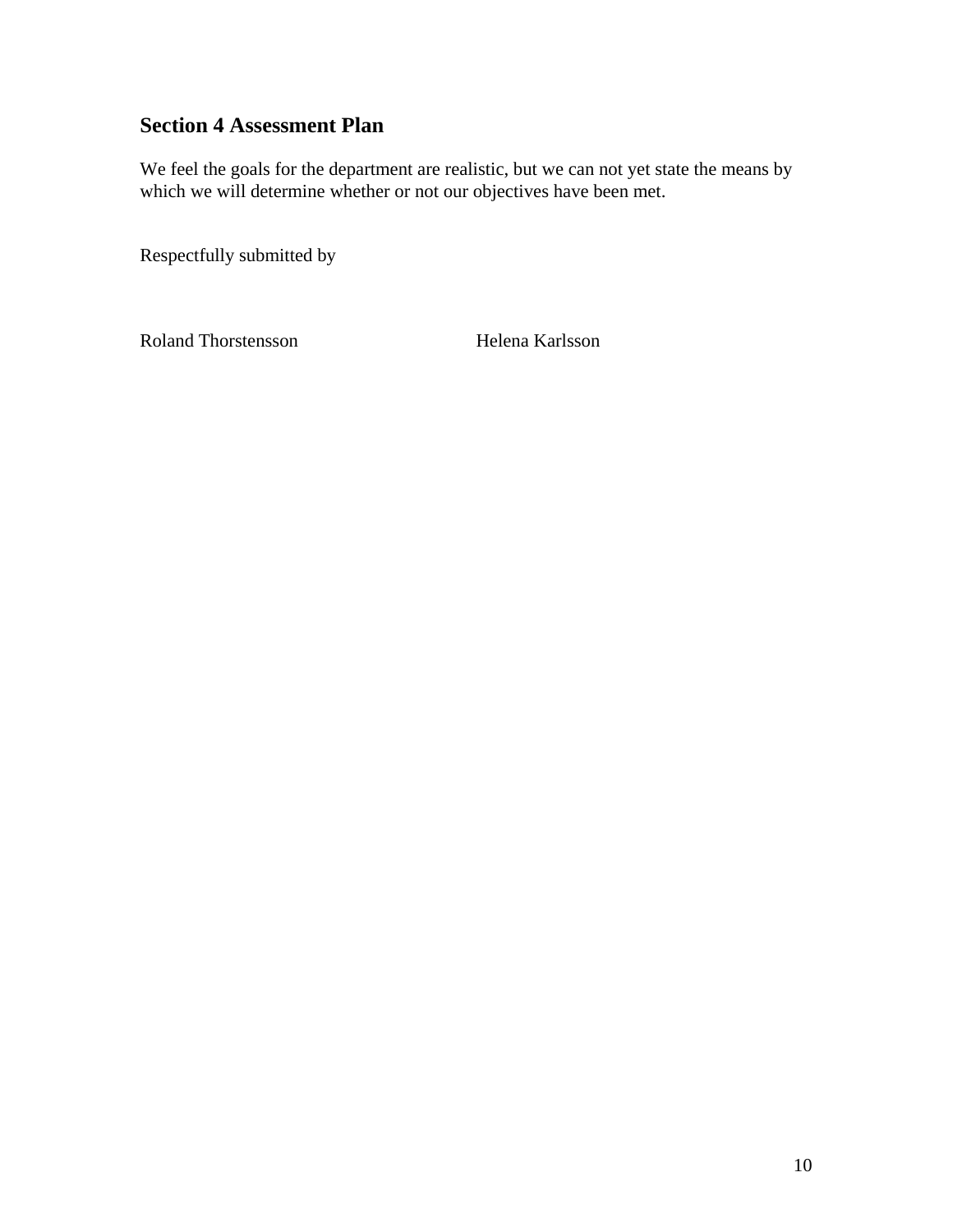## Section 4 Assessment Plan

We feel the goals for the department are realistic, but we can not yet state the means by which we will determine whether or not our objectives have been met.

Respectfully submitted by

Roland Thorstensson Helena Karlsson